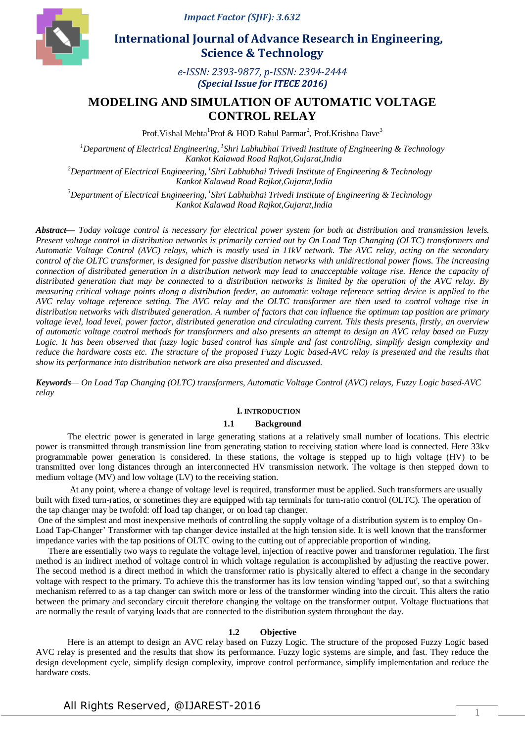Impact Factor (SJIF): 3.632

# International Journal of Advance Research in Engineering, Science & Technology

e-ISSN: 2393-9877, p-ISSN: 2394-2444

**(Special Issue for ITECE 2016)**

# MODELING AND SIMULATION OF AUTOMATIC VOLTAGE CONTROL RELAY

Prof.Vishal Mehta[1] Prof & HOD Rahul Parmar[2], Prof.Krishna Dave[3]

*[1]Department of Electrical Engineering, [1]Shri Labhubhai Trivedi Institute of Engineering & Technology Kankot Kalawad Road Rajkot,Gujarat,India*

*[2]Department of Electrical Engineering, [1]Shri Labhubhai Trivedi Institute of Engineering & Technology Kankot Kalawad Road Rajkot,Gujarat,India*

*[3]Department of Electrical Engineering, [1]Shri Labhubhai Trivedi Institute of Engineering & Technology Kankot Kalawad Road Rajkot,Gujarat,India*

***Abstract***— *Today voltage control is necessary for electrical power system for both at distribution and transmission levels. Present voltage control in distribution networks is primarily carried out by On Load Tap Changing (OLTC) transformers and Automatic Voltage Control (AVC) relays, which is mostly used in 11kV network. The AVC relay, acting on the secondary control of the OLTC transformer, is designed for passive distribution networks with unidirectional power flows. The increasing connection of distributed generation in a distribution network may lead to unacceptable voltage rise. Hence the capacity of distributed generation that may be connected to a distribution networks is limited by the operation of the AVC relay. By measuring critical voltage points along a distribution feeder, an automatic voltage reference setting device is applied to the AVC relay voltage reference setting. The AVC relay and the OLTC transformer are then used to control voltage rise in distribution networks with distributed generation. A number of factors that can influence the optimum tap position are primary voltage level, load level, power factor, distributed generation and circulating current. This thesis presents, firstly, an overview of automatic voltage control methods for transformers and also presents an attempt to design an AVC relay based on Fuzzy Logic. It has been observed that fuzzy logic based control has simple and fast controlling, simplify design complexity and reduce the hardware costs etc. The structure of the proposed Fuzzy Logic based-AVC relay is presented and the results that show its performance into distribution network are also presented and discussed.*

***Keywords***— *On Load Tap Changing (OLTC) transformers, Automatic Voltage Control (AVC) relays, Fuzzy Logic based-AVC relay*

## I. INTRODUCTION

### 1.1 Background

The electric power is generated in large generating stations at a relatively small number of locations. This electric power is transmitted through transmission line from generating station to receiving station where load is connected. Here 33kv programmable power generation is considered. In these stations, the voltage is stepped up to high voltage (HV) to be transmitted over long distances through an interconnected HV transmission network. The voltage is then stepped down to medium voltage (MV) and low voltage (LV) to the receiving station.

At any point, where a change of voltage level is required, transformer must be applied. Such transformers are usually built with fixed turn-ratios, or sometimes they are equipped with tap terminals for turn-ratio control (OLTC). The operation of the tap changer may be twofold: off load tap changer, or on load tap changer.

One of the simplest and most inexpensive methods of controlling the supply voltage of a distribution system is to employ On-Load Tap-Changer' Transformer with tap changer device installed at the high tension side. It is well known that the transformer impedance varies with the tap positions of OLTC owing to the cutting out of appreciable proportion of winding.

There are essentially two ways to regulate the voltage level, injection of reactive power and transformer regulation. The first method is an indirect method of voltage control in which voltage regulation is accomplished by adjusting the reactive power. The second method is a direct method in which the transformer ratio is physically altered to effect a change in the secondary voltage with respect to the primary. To achieve this the transformer has its low tension winding 'tapped out', so that a switching mechanism referred to as a tap changer can switch more or less of the transformer winding into the circuit. This alters the ratio between the primary and secondary circuit therefore changing the voltage on the transformer output. Voltage fluctuations that are normally the result of varying loads that are connected to the distribution system throughout the day.

### 1.2 Objective

Here is an attempt to design an AVC relay based on Fuzzy Logic. The structure of the proposed Fuzzy Logic based AVC relay is presented and the results that show its performance. Fuzzy logic systems are simple, and fast. They reduce the design development cycle, simplify design complexity, improve control performance, simplify implementation and reduce the hardware costs.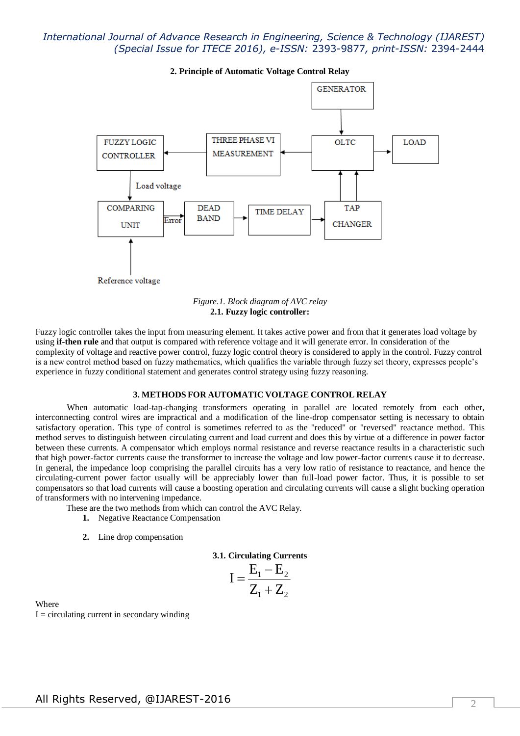## 2. Principle of Automatic Voltage Control Relay

*Figure.1. Block diagram of AVC relay*

### 2.1. Fuzzy logic controller:

Fuzzy logic controller takes the input from measuring element. It takes active power and from that it generates load voltage by using **if-then rule** and that output is compared with reference voltage and it will generate error. In consideration of the complexity of voltage and reactive power control, fuzzy logic control theory is considered to apply in the control. Fuzzy control is a new control method based on fuzzy mathematics, which qualifies the variable through fuzzy set theory, expresses people's experience in fuzzy conditional statement and generates control strategy using fuzzy reasoning.

## 3. METHODS FOR AUTOMATIC VOLTAGE CONTROL RELAY

When automatic load-tap-changing transformers operating in parallel are located remotely from each other, interconnecting control wires are impractical and a modification of the line-drop compensator setting is necessary to obtain satisfactory operation. This type of control is sometimes referred to as the "reduced" or "reversed" reactance method. This method serves to distinguish between circulating current and load current and does this by virtue of a difference in power factor between these currents. A compensator which employs normal resistance and reverse reactance results in a characteristic such that high power-factor currents cause the transformer to increase the voltage and low power-factor currents cause it to decrease. In general, the impedance loop comprising the parallel circuits has a very low ratio of resistance to reactance, and hence the circulating-current power factor usually will be appreciably lower than full-load power factor. Thus, it is possible to set compensators so that load currents will cause a boosting operation and circulating currents will cause a slight bucking operation of transformers with no intervening impedance.

These are the two methods from which can control the AVC Relay.

1. Negative Reactance Compensation
2. Line drop compensation

### 3.1. Circulating Currents

$$I = \frac{E_1 - E_2}{Z_1 + Z_2}$$

Where

I = circulating current in secondary winding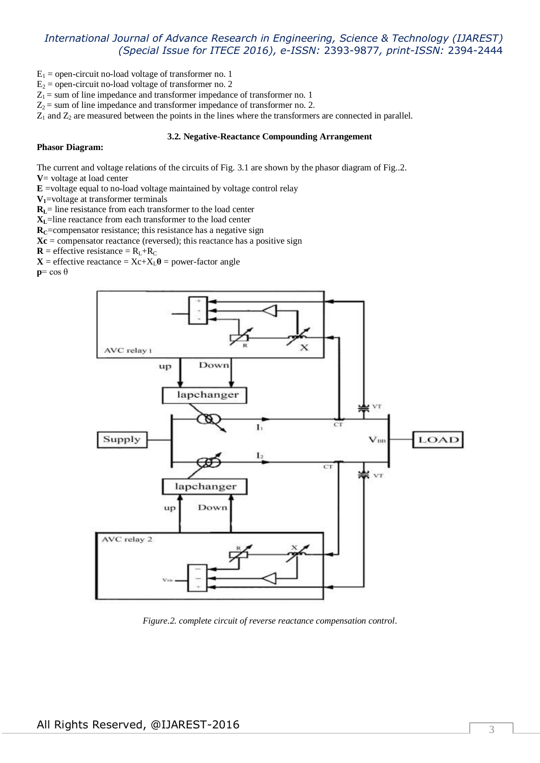$E_1$ = open-circuit no-load voltage of transformer no. 1
$E_2$ = open-circuit no-load voltage of transformer no. 2
$Z_1$ = sum of line impedance and transformer impedance of transformer no. 1
$Z_2$ = sum of line impedance and transformer impedance of transformer no. 2.
$Z_1$ and $Z_2$ are measured between the points in the lines where the transformers are connected in parallel.

### 3.2. Negative-Reactance Compounding Arrangement

**Phasor Diagram:**

The current and voltage relations of the circuits of Fig. 3.1 are shown by the phasor diagram of Fig..2.
**V**= voltage at load center
**E** =voltage equal to no-load voltage maintained by voltage control relay
**$V_1$**=voltage at transformer terminals
**$R_L$**= line resistance from each transformer to the load center
**$X_L$**=line reactance from each transformer to the load center
**$R_C$**=compensator resistance; this resistance has a negative sign
**Xc** = compensator reactance (reversed); this reactance has a positive sign
**R** = effective resistance = $R_L$+$R_C$
**X** = effective reactance = Xc+$X_L$**θ** = power-factor angle
**p**= cos θ

*Figure.2. complete circuit of reverse reactance compensation control.*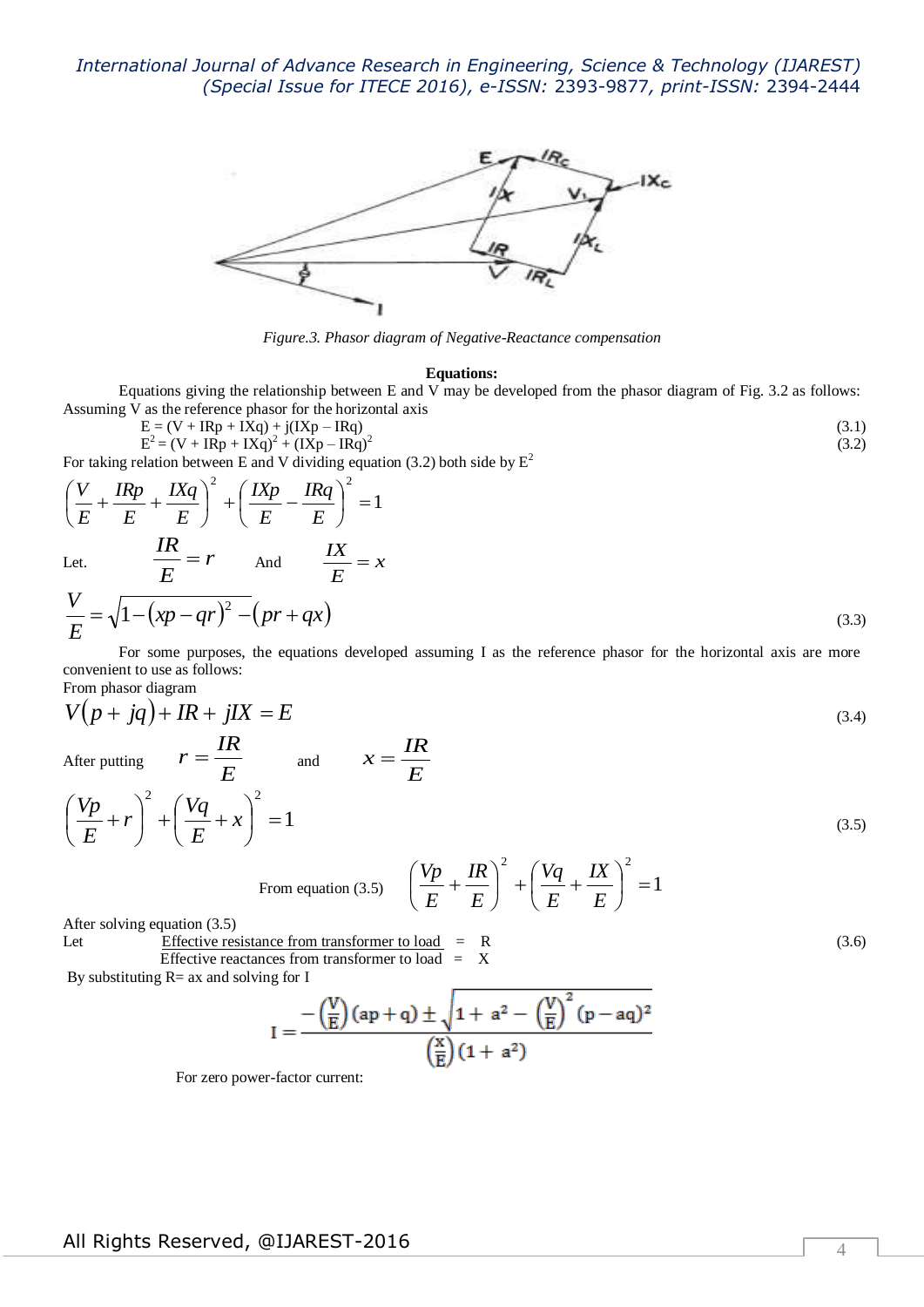Figure.3. Phasor diagram of Negative-Reactance compensation

**Equations:**

Equations giving the relationship between E and V may be developed from the phasor diagram of Fig. 3.2 as follows: Assuming V as the reference phasor for the horizontal axis

$$E = (V + IRp + IXq) + j(IXp - IRq) \tag{3.1}$$

$$E^2 = (V + IRp + IXq)^2 + (IXp - IRq)^2 \tag{3.2}$$

For taking relation between E and V dividing equation (3.2) both side by $E^2$

$$\left(\frac{V}{E} + \frac{IRp}{E} + \frac{IXq}{E}\right)^2 + \left(\frac{IXp}{E} - \frac{IRq}{E}\right)^2 = 1$$

Let. $\frac{IR}{E} = r$ And $\frac{IX}{E} = x$

$$\frac{V}{E} = \sqrt{1-(xp - qr)^2} - (pr + qx) \tag{3.3}$$

For some purposes, the equations developed assuming I as the reference phasor for the horizontal axis are more convenient to use as follows:

From phasor diagram

$$V(p + jq) + IR + jIX = E \tag{3.4}$$

After putting $r = \frac{IR}{E}$ and $x = \frac{IR}{E}$

$$\left(\frac{Vp}{E} + r\right)^2 + \left(\frac{Vq}{E} + x\right)^2 = 1 \tag{3.5}$$

From equation (3.5) $\left(\frac{Vp}{E} + \frac{IR}{E}\right)^2 + \left(\frac{Vq}{E} + \frac{IX}{E}\right)^2 = 1$

After solving equation (3.5)

Let <u>Effective resistance from transformer to load</u> = R (3.6)

Effective reactances from transformer to load = X

By substituting R= ax and solving for I

$$I = \frac{-\left(\frac{V}{E}\right)(ap + q) \pm \sqrt{1 + a^2 - \left(\frac{V}{E}\right)^2 (p - aq)^2}}{\left(\frac{X}{E}\right)(1 + a^2)}$$

For zero power-factor current: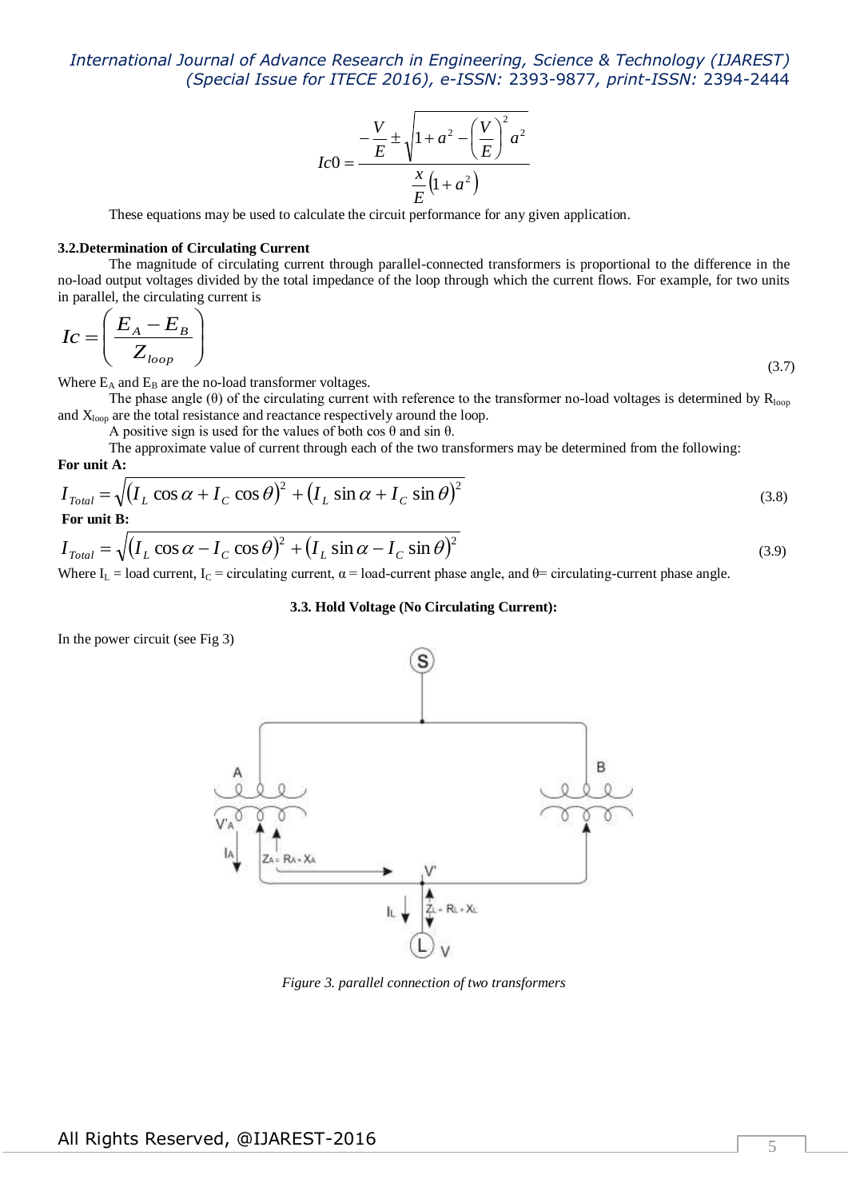$$Ic0 = \frac{-\frac{V}{E} \pm \sqrt{1 + a^2 - \left(\frac{V}{E}\right)^2 a^2}}{\frac{x}{E}\left(1 + a^2\right)}$$

These equations may be used to calculate the circuit performance for any given application.

### 3.2. Determination of Circulating Current

The magnitude of circulating current through parallel-connected transformers is proportional to the difference in the no-load output voltages divided by the total impedance of the loop through which the current flows. For example, for two units in parallel, the circulating current is

$$Ic = \left(\frac{E_A - E_B}{Z_{loop}}\right) \tag{3.7}$$

Where $E_A$ and $E_B$ are the no-load transformer voltages.

The phase angle (θ) of the circulating current with reference to the transformer no-load voltages is determined by $R_{loop}$ and $X_{loop}$ are the total resistance and reactance respectively around the loop.

A positive sign is used for the values of both cos θ and sin θ.

The approximate value of current through each of the two transformers may be determined from the following:

**For unit A:**

$$I_{Total} = \sqrt{\left(I_L \cos\alpha + I_C \cos\theta\right)^2 + \left(I_L \sin\alpha + I_C \sin\theta\right)^2} \tag{3.8}$$

**For unit B:**

$$I_{Total} = \sqrt{\left(I_L \cos\alpha - I_C \cos\theta\right)^2 + \left(I_L \sin\alpha - I_C \sin\theta\right)^2} \tag{3.9}$$

Where $I_L$ = load current, $I_C$ = circulating current, α = load-current phase angle, and θ= circulating-current phase angle.

### 3.3. Hold Voltage (No Circulating Current):

In the power circuit (see Fig 3)

*Figure 3. parallel connection of two transformers*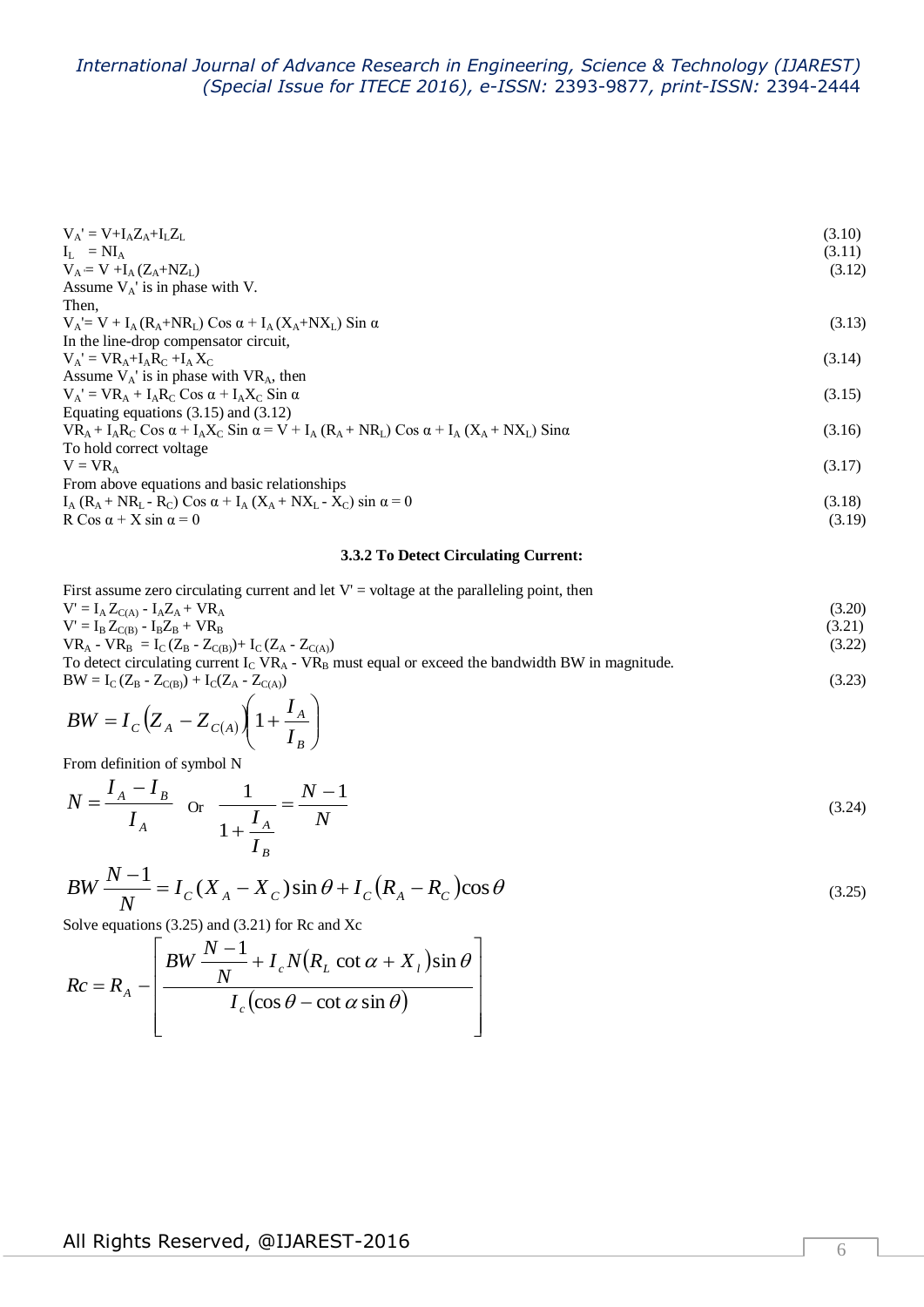$$V_A' = V + I_A Z_A + I_L Z_L \tag{3.10}$$

$$I_L = N I_A \tag{3.11}$$

$$V_A = V + I_A (Z_A + N Z_L) \tag{3.12}$$

Assume $V_A'$ is in phase with V.

Then,

$$V_A' = V + I_A (R_A + N R_L) \cos\alpha + I_A (X_A + N X_L) \sin\alpha \tag{3.13}$$

In the line-drop compensator circuit,

$$V_A' = VR_A + I_A R_C + I_A X_C \tag{3.14}$$

Assume $V_A'$ is in phase with $VR_A$, then

$$V_A' = VR_A + I_A R_C \cos\alpha + I_A X_C \sin\alpha \tag{3.15}$$

Equating equations (3.15) and (3.12)

$$VR_A + I_A R_C \cos\alpha + I_A X_C \sin\alpha = V + I_A (R_A + NR_L) \cos\alpha + I_A (X_A + NX_L) \sin\alpha \tag{3.16}$$

To hold correct voltage

$$V = VR_A \tag{3.17}$$

From above equations and basic relationships

$$I_A (R_A + NR_L - R_C) \cos\alpha + I_A (X_A + NX_L - X_C) \sin\alpha = 0 \tag{3.18}$$

$$R \cos\alpha + X \sin\alpha = 0 \tag{3.19}$$

### 3.3.2 To Detect Circulating Current:

First assume zero circulating current and let V' = voltage at the paralleling point, then

$$V' = I_A Z_{C(A)} - I_A Z_A + VR_A \tag{3.20}$$

$$V' = I_B Z_{C(B)} - I_B Z_B + VR_B \tag{3.21}$$

$$VR_A - VR_B = I_C (Z_B - Z_{C(B)}) + I_C (Z_A - Z_{C(A)}) \tag{3.22}$$

To detect circulating current $I_C$ $VR_A - VR_B$ must equal or exceed the bandwidth BW in magnitude.

$$BW = I_C (Z_B - Z_{C(B)}) + I_C (Z_A - Z_{C(A)}) \tag{3.23}$$

$$BW = I_C \left(Z_A - Z_{C(A)}\right)\left(1 + \frac{I_A}{I_B}\right)$$

From definition of symbol N

$$N = \frac{I_A - I_B}{I_A} \quad \text{Or} \quad \frac{1}{1 + \frac{I_A}{I_B}} = \frac{N-1}{N} \tag{3.24}$$

$$BW \frac{N-1}{N} = I_C (X_A - X_C) \sin\theta + I_C (R_A - R_C) \cos\theta \tag{3.25}$$

Solve equations (3.25) and (3.21) for Rc and Xc

$$Rc = R_A - \left[ \frac{BW \frac{N-1}{N} + I_c N (R_L \cot\alpha + X_l) \sin\theta}{I_c (\cos\theta - \cot\alpha \sin\theta)} \right]$$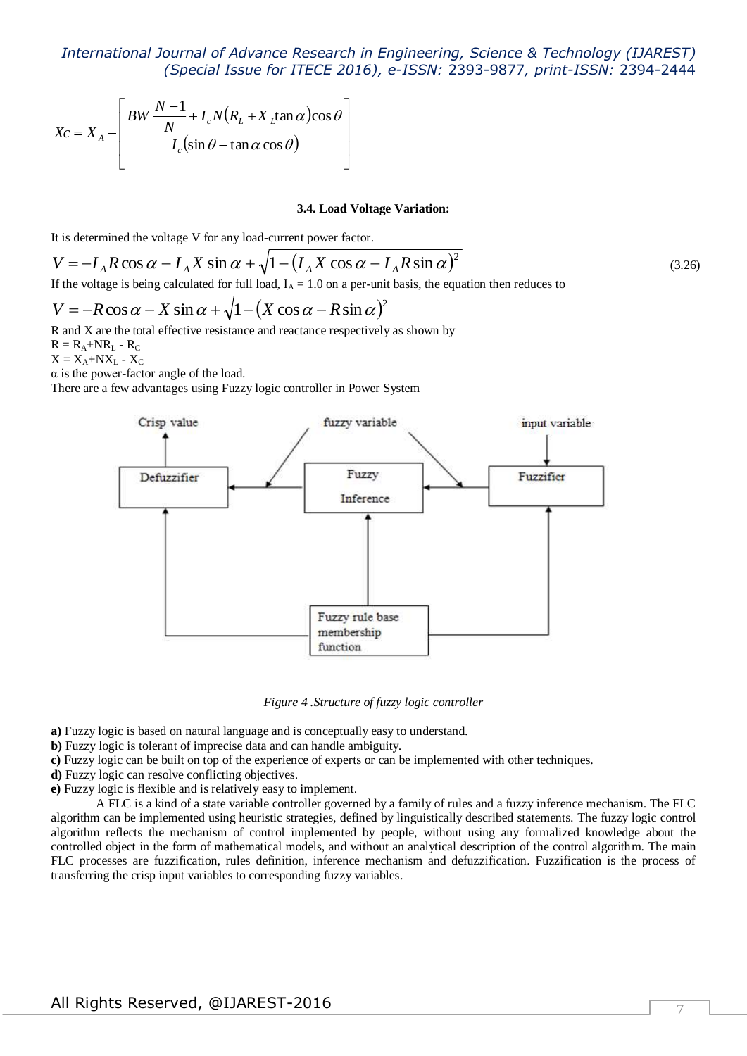$$Xc = X_A - \left[ \frac{BW\frac{N-1}{N} + I_c N(R_L + X_L \tan\alpha)\cos\theta}{I_c(\sin\theta - \tan\alpha\cos\theta)} \right]$$

### 3.4. Load Voltage Variation:

It is determined the voltage V for any load-current power factor.

$$V = -I_A R\cos\alpha - I_A X\sin\alpha + \sqrt{1-(I_A X\cos\alpha - I_A R\sin\alpha)^2} \quad (3.26)$$

If the voltage is being calculated for full load, $I_A = 1.0$ on a per-unit basis, the equation then reduces to

$$V = -R\cos\alpha - X\sin\alpha + \sqrt{1-(X\cos\alpha - R\sin\alpha)^2}$$

R and X are the total effective resistance and reactance respectively as shown by

$R = R_A + NR_L - R_C$

$X = X_A + NX_L - X_C$

$\alpha$ is the power-factor angle of the load.

There are a few advantages using Fuzzy logic controller in Power System

*Figure 4 .Structure of fuzzy logic controller*

**a)** Fuzzy logic is based on natural language and is conceptually easy to understand.
**b)** Fuzzy logic is tolerant of imprecise data and can handle ambiguity.
**c)** Fuzzy logic can be built on top of the experience of experts or can be implemented with other techniques.
**d)** Fuzzy logic can resolve conflicting objectives.
**e)** Fuzzy logic is flexible and is relatively easy to implement.

A FLC is a kind of a state variable controller governed by a family of rules and a fuzzy inference mechanism. The FLC algorithm can be implemented using heuristic strategies, defined by linguistically described statements. The fuzzy logic control algorithm reflects the mechanism of control implemented by people, without using any formalized knowledge about the controlled object in the form of mathematical models, and without an analytical description of the control algorithm. The main FLC processes are fuzzification, rules definition, inference mechanism and defuzzification. Fuzzification is the process of transferring the crisp input variables to corresponding fuzzy variables.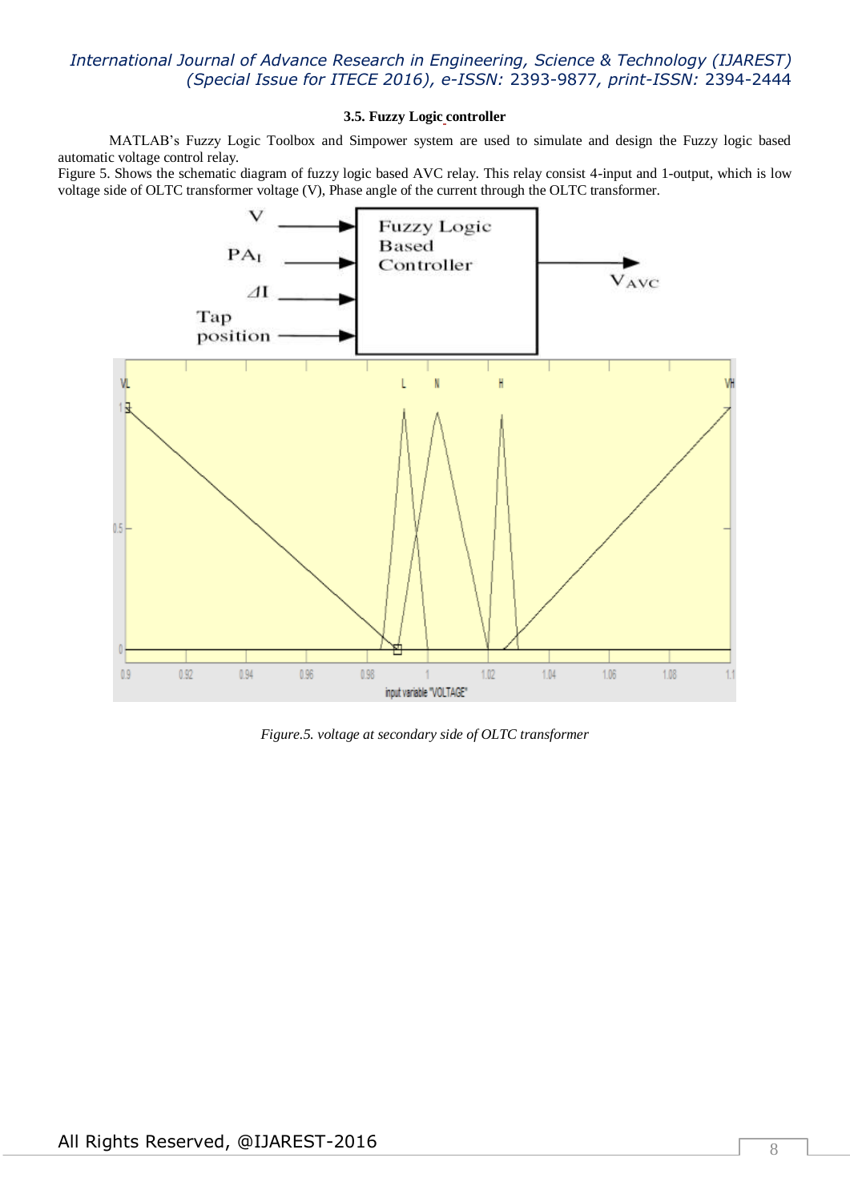### 3.5. Fuzzy Logic controller

MATLAB's Fuzzy Logic Toolbox and Simpower system are used to simulate and design the Fuzzy logic based automatic voltage control relay.

Figure 5. Shows the schematic diagram of fuzzy logic based AVC relay. This relay consist 4-input and 1-output, which is low voltage side of OLTC transformer voltage (V), Phase angle of the current through the OLTC transformer.

*Figure.5. voltage at secondary side of OLTC transformer*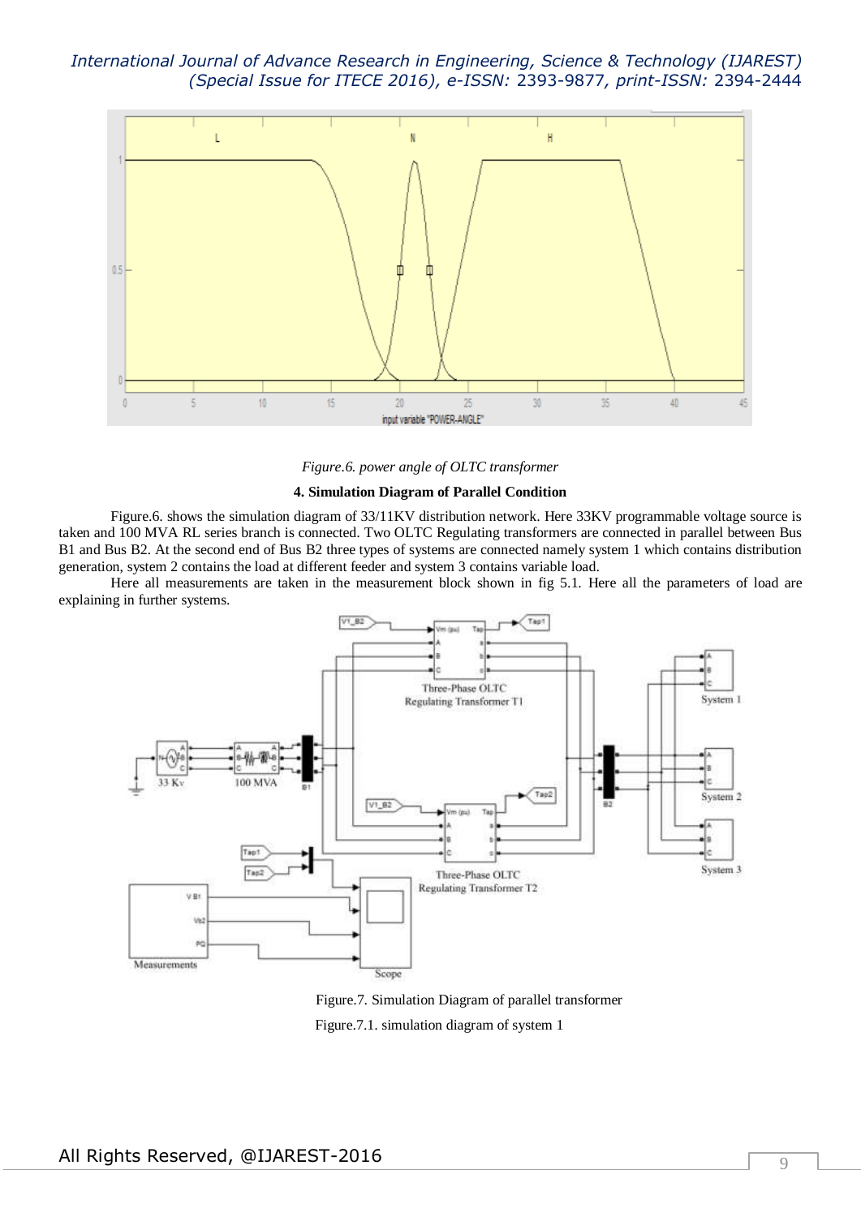Figure.6. *power angle of OLTC transformer*

**4. Simulation Diagram of Parallel Condition**

Figure.6. shows the simulation diagram of 33/11KV distribution network. Here 33KV programmable voltage source is taken and 100 MVA RL series branch is connected. Two OLTC Regulating transformers are connected in parallel between Bus B1 and Bus B2. At the second end of Bus B2 three types of systems are connected namely system 1 which contains distribution generation, system 2 contains the load at different feeder and system 3 contains variable load.

Here all measurements are taken in the measurement block shown in fig 5.1. Here all the parameters of load are explaining in further systems.

Figure.7. Simulation Diagram of parallel transformer

Figure.7.1. simulation diagram of system 1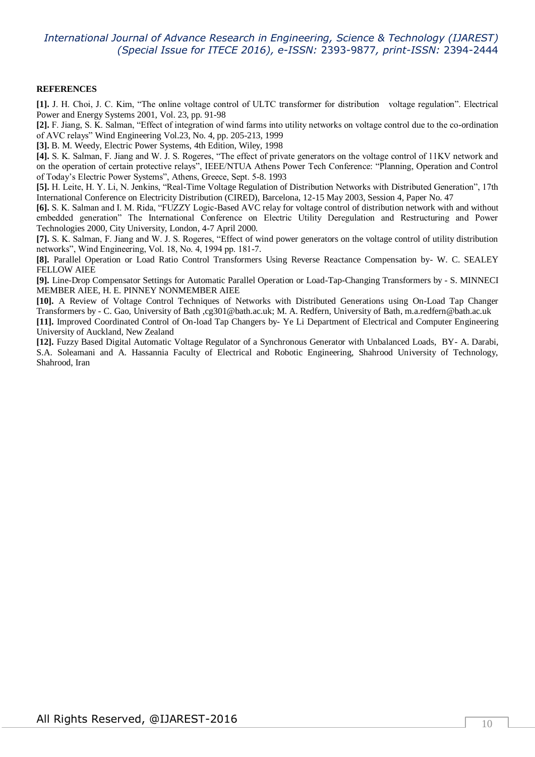**REFERENCES**

**[1].** J. H. Choi, J. C. Kim, "The online voltage control of ULTC transformer for distribution voltage regulation". Electrical Power and Energy Systems 2001, Vol. 23, pp. 91-98

**[2].** F. Jiang, S. K. Salman, "Effect of integration of wind farms into utility networks on voltage control due to the co-ordination of AVC relays" Wind Engineering Vol.23, No. 4, pp. 205-213, 1999

**[3].** B. M. Weedy, Electric Power Systems, 4th Edition, Wiley, 1998

**[4].** S. K. Salman, F. Jiang and W. J. S. Rogeres, "The effect of private generators on the voltage control of 11KV network and on the operation of certain protective relays", IEEE/NTUA Athens Power Tech Conference: "Planning, Operation and Control of Today's Electric Power Systems", Athens, Greece, Sept. 5-8. 1993

**[5].** H. Leite, H. Y. Li, N. Jenkins, "Real-Time Voltage Regulation of Distribution Networks with Distributed Generation", 17th International Conference on Electricity Distribution (CIRED), Barcelona, 12-15 May 2003, Session 4, Paper No. 47

**[6].** S. K. Salman and I. M. Rida, "FUZZY Logic-Based AVC relay for voltage control of distribution network with and without embedded generation" The International Conference on Electric Utility Deregulation and Restructuring and Power Technologies 2000, City University, London, 4-7 April 2000.

**[7].** S. K. Salman, F. Jiang and W. J. S. Rogeres, "Effect of wind power generators on the voltage control of utility distribution networks", Wind Engineering, Vol. 18, No. 4, 1994 pp. 181-7.

**[8].** Parallel Operation or Load Ratio Control Transformers Using Reverse Reactance Compensation by- W. C. SEALEY FELLOW AIEE

**[9].** Line-Drop Compensator Settings for Automatic Parallel Operation or Load-Tap-Changing Transformers by - S. MINNECI MEMBER AIEE, H. E. PINNEY NONMEMBER AIEE

**[10].** A Review of Voltage Control Techniques of Networks with Distributed Generations using On-Load Tap Changer Transformers by - C. Gao, University of Bath ,cg301@bath.ac.uk; M. A. Redfern, University of Bath, m.a.redfern@bath.ac.uk

**[11].** Improved Coordinated Control of On-load Tap Changers by- Ye Li Department of Electrical and Computer Engineering University of Auckland, New Zealand

**[12].** Fuzzy Based Digital Automatic Voltage Regulator of a Synchronous Generator with Unbalanced Loads, BY- A. Darabi, S.A. Soleamani and A. Hassannia Faculty of Electrical and Robotic Engineering, Shahrood University of Technology, Shahrood, Iran